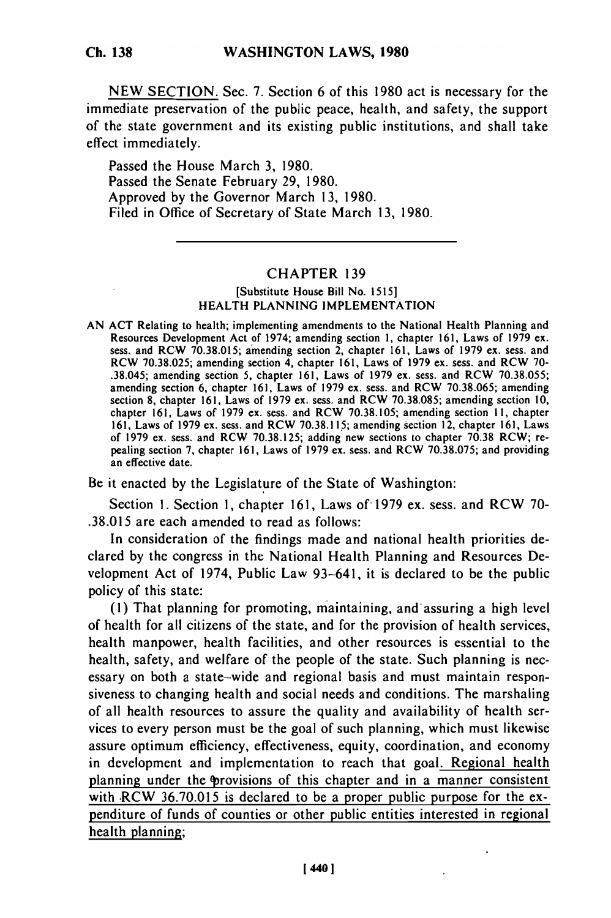NEW SECTION. Sec. 7. Section 6 of this 1980 act is necessary for the immediate preservation of the public peace, health, and safety, the support of the state government and its existing public institutions, and shall take effect immediately.

Passed the House March 3, 1980.
Passed the Senate February 29, 1980.
Approved by the Governor March 13, 1980.
Filed in Office of Secretary of State March 13, 1980.

---

## CHAPTER 139

[Substitute House Bill No. 1515]

### HEALTH PLANNING IMPLEMENTATION

AN ACT Relating to health; implementing amendments to the National Health Planning and Resources Development Act of 1974; amending section 1, chapter 161, Laws of 1979 ex. sess. and RCW 70.38.015; amending section 2, chapter 161, Laws of 1979 ex. sess. and RCW 70.38.025; amending section 4, chapter 161, Laws of 1979 ex. sess. and RCW 70-.38.045; amending section 5, chapter 161, Laws of 1979 ex. sess. and RCW 70.38.055; amending section 6, chapter 161, Laws of 1979 ex. sess. and RCW 70.38.065; amending section 8, chapter 161, Laws of 1979 ex. sess. and RCW 70.38.085; amending section 10, chapter 161, Laws of 1979 ex. sess. and RCW 70.38.105; amending section 11, chapter 161, Laws of 1979 ex. sess. and RCW 70.38.115; amending section 12, chapter 161, Laws of 1979 ex. sess. and RCW 70.38.125; adding new sections to chapter 70.38 RCW; repealing section 7, chapter 161, Laws of 1979 ex. sess. and RCW 70.38.075; and providing an effective date.

Be it enacted by the Legislature of the State of Washington:

Section 1. Section 1, chapter 161, Laws of 1979 ex. sess. and RCW 70-.38.015 are each amended to read as follows:

In consideration of the findings made and national health priorities declared by the congress in the National Health Planning and Resources Development Act of 1974, Public Law 93-641, it is declared to be the public policy of this state:

(1) That planning for promoting, maintaining, and assuring a high level of health for all citizens of the state, and for the provision of health services, health manpower, health facilities, and other resources is essential to the health, safety, and welfare of the people of the state. Such planning is necessary on both a state-wide and regional basis and must maintain responsiveness to changing health and social needs and conditions. The marshaling of all health resources to assure the quality and availability of health services to every person must be the goal of such planning, which must likewise assure optimum efficiency, effectiveness, equity, coordination, and economy in development and implementation to reach that goal. Regional health planning under the provisions of this chapter and in a manner consistent with RCW 36.70.015 is declared to be a proper public purpose for the expenditure of funds of counties or other public entities interested in regional health planning;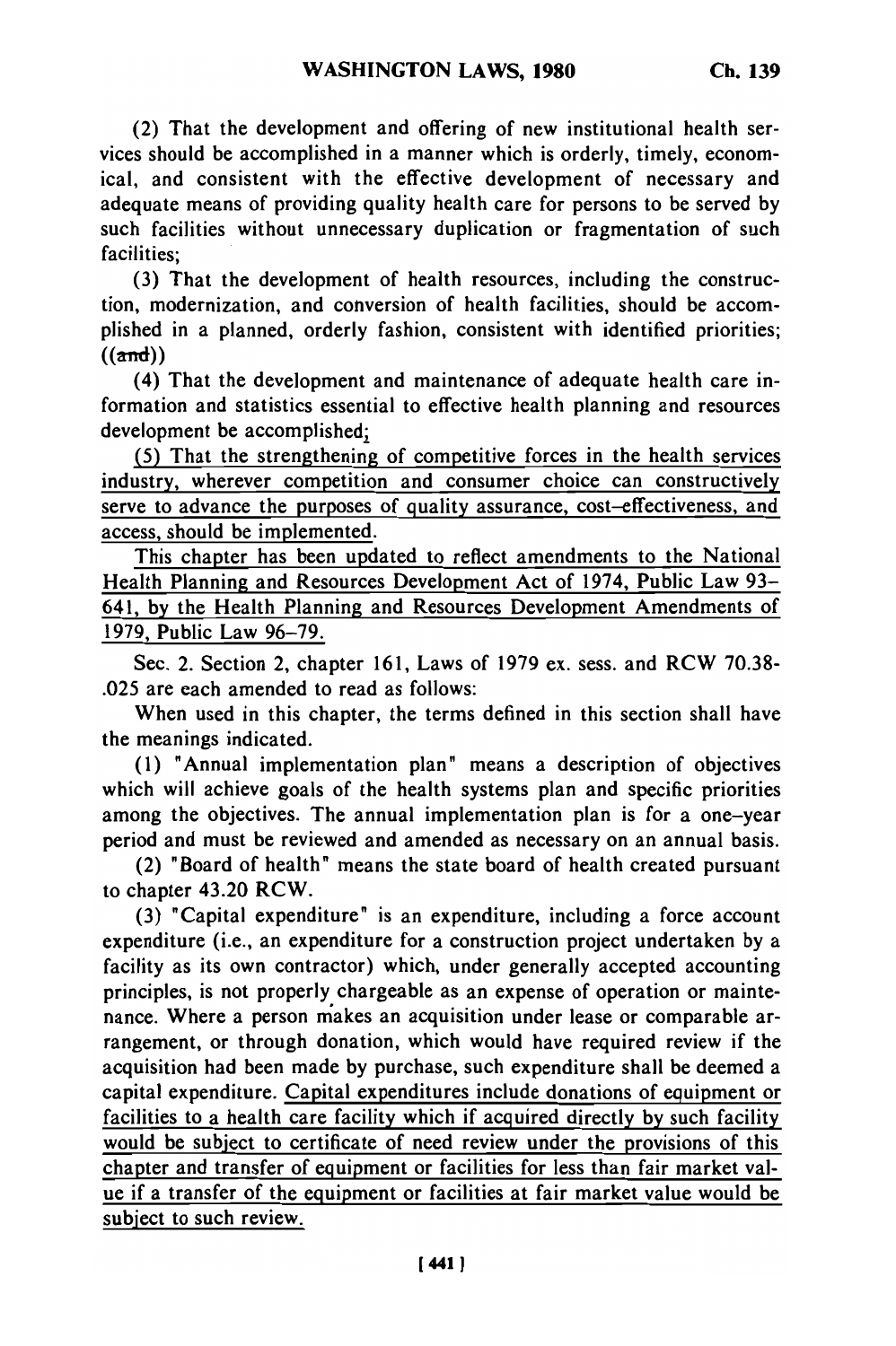(2) That the development and offering of new institutional health services should be accomplished in a manner which is orderly, timely, economical, and consistent with the effective development of necessary and adequate means of providing quality health care for persons to be served by such facilities without unnecessary duplication or fragmentation of such facilities;

(3) That the development of health resources, including the construction, modernization, and conversion of health facilities, should be accomplished in a planned, orderly fashion, consistent with identified priorities; ((~~and~~))

(4) That the development and maintenance of adequate health care information and statistics essential to effective health planning and resources development be accomplished;

<u>(5) That the strengthening of competitive forces in the health services industry, wherever competition and consumer choice can constructively serve to advance the purposes of quality assurance, cost-effectiveness, and access, should be implemented.</u>

<u>This chapter has been updated to reflect amendments to the National Health Planning and Resources Development Act of 1974, Public Law 93-641, by the Health Planning and Resources Development Amendments of 1979, Public Law 96-79.</u>

Sec. 2. Section 2, chapter 161, Laws of 1979 ex. sess. and RCW 70.38-.025 are each amended to read as follows:

When used in this chapter, the terms defined in this section shall have the meanings indicated.

(1) "Annual implementation plan" means a description of objectives which will achieve goals of the health systems plan and specific priorities among the objectives. The annual implementation plan is for a one-year period and must be reviewed and amended as necessary on an annual basis.

(2) "Board of health" means the state board of health created pursuant to chapter 43.20 RCW.

(3) "Capital expenditure" is an expenditure, including a force account expenditure (i.e., an expenditure for a construction project undertaken by a facility as its own contractor) which, under generally accepted accounting principles, is not properly chargeable as an expense of operation or maintenance. Where a person makes an acquisition under lease or comparable arrangement, or through donation, which would have required review if the acquisition had been made by purchase, such expenditure shall be deemed a capital expenditure. <u>Capital expenditures include donations of equipment or facilities to a health care facility which if acquired directly by such facility would be subject to certificate of need review under the provisions of this chapter and transfer of equipment or facilities for less than fair market value if a transfer of the equipment or facilities at fair market value would be subject to such review.</u>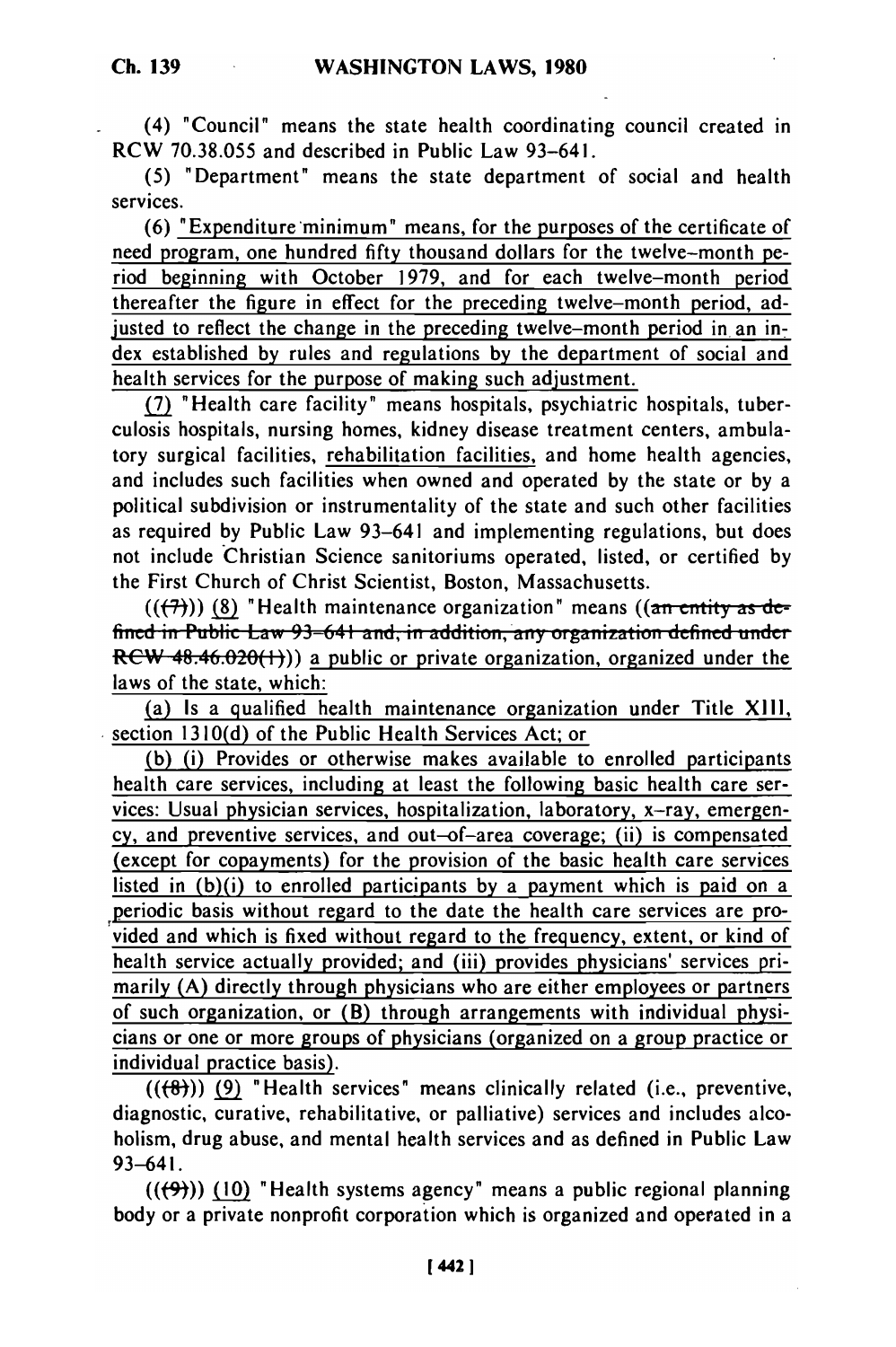(4) "Council" means the state health coordinating council created in RCW 70.38.055 and described in Public Law 93-641.

(5) "Department" means the state department of social and health services.

(6) "Expenditure minimum" means, for the purposes of the certificate of need program, one hundred fifty thousand dollars for the twelve-month period beginning with October 1979, and for each twelve-month period thereafter the figure in effect for the preceding twelve-month period, adjusted to reflect the change in the preceding twelve-month period in an index established by rules and regulations by the department of social and health services for the purpose of making such adjustment.

(7) "Health care facility" means hospitals, psychiatric hospitals, tuberculosis hospitals, nursing homes, kidney disease treatment centers, ambulatory surgical facilities, rehabilitation facilities, and home health agencies, and includes such facilities when owned and operated by the state or by a political subdivision or instrumentality of the state and such other facilities as required by Public Law 93-641 and implementing regulations, but does not include Christian Science sanitoriums operated, listed, or certified by the First Church of Christ Scientist, Boston, Massachusetts.

(((7))) (8) "Health maintenance organization" means ((~~an entity as defined in Public Law 93-641 and, in addition, any organization defined under RCW 48.46.020(1)~~)) a public or private organization, organized under the laws of the state, which:

(a) Is a qualified health maintenance organization under Title XIII, section 1310(d) of the Public Health Services Act; or

(b) (i) Provides or otherwise makes available to enrolled participants health care services, including at least the following basic health care services: Usual physician services, hospitalization, laboratory, x-ray, emergency, and preventive services, and out-of-area coverage; (ii) is compensated (except for copayments) for the provision of the basic health care services listed in (b)(i) to enrolled participants by a payment which is paid on a periodic basis without regard to the date the health care services are provided and which is fixed without regard to the frequency, extent, or kind of health service actually provided; and (iii) provides physicians' services primarily (A) directly through physicians who are either employees or partners of such organization, or (B) through arrangements with individual physicians or one or more groups of physicians (organized on a group practice or individual practice basis).

(((8))) (9) "Health services" means clinically related (i.e., preventive, diagnostic, curative, rehabilitative, or palliative) services and includes alcoholism, drug abuse, and mental health services and as defined in Public Law 93-641.

(((9))) (10) "Health systems agency" means a public regional planning body or a private nonprofit corporation which is organized and operated in a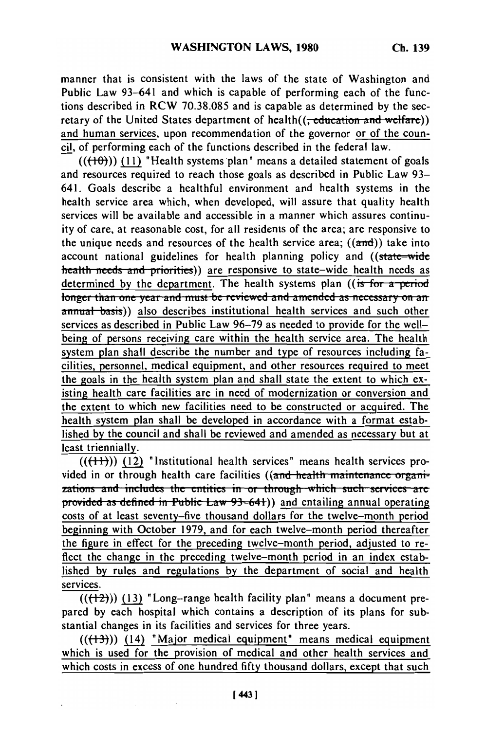manner that is consistent with the laws of the state of Washington and Public Law 93-641 and which is capable of performing each of the functions described in RCW 70.38.085 and is capable as determined by the secretary of the United States department of health((, education and welfare)) and human services, upon recommendation of the governor or of the council, of performing each of the functions described in the federal law.

(((10))) (11) "Health systems plan" means a detailed statement of goals and resources required to reach those goals as described in Public Law 93-641. Goals describe a healthful environment and health systems in the health service area which, when developed, will assure that quality health services will be available and accessible in a manner which assures continuity of care, at reasonable cost, for all residents of the area; are responsive to the unique needs and resources of the health service area; ((and)) take into account national guidelines for health planning policy and ((state-wide health needs and priorities)) are responsive to state-wide health needs as determined by the department. The health systems plan ((is for a period longer than one year and must be reviewed and amended as necessary on an annual basis)) also describes institutional health services and such other services as described in Public Law 96-79 as needed to provide for the well-being of persons receiving care within the health service area. The health system plan shall describe the number and type of resources including facilities, personnel, medical equipment, and other resources required to meet the goals in the health system plan and shall state the extent to which existing health care facilities are in need of modernization or conversion and the extent to which new facilities need to be constructed or acquired. The health system plan shall be developed in accordance with a format established by the council and shall be reviewed and amended as necessary but at least triennially.

(((11))) (12) "Institutional health services" means health services provided in or through health care facilities ((and health maintenance organizations and includes the entities in or through which such services are provided as defined in Public Law 93-641)) and entailing annual operating costs of at least seventy-five thousand dollars for the twelve-month period beginning with October 1979, and for each twelve-month period thereafter the figure in effect for the preceding twelve-month period, adjusted to reflect the change in the preceding twelve-month period in an index established by rules and regulations by the department of social and health services.

(((12))) (13) "Long-range health facility plan" means a document prepared by each hospital which contains a description of its plans for substantial changes in its facilities and services for three years.

(((13))) (14) "Major medical equipment" means medical equipment which is used for the provision of medical and other health services and which costs in excess of one hundred fifty thousand dollars, except that such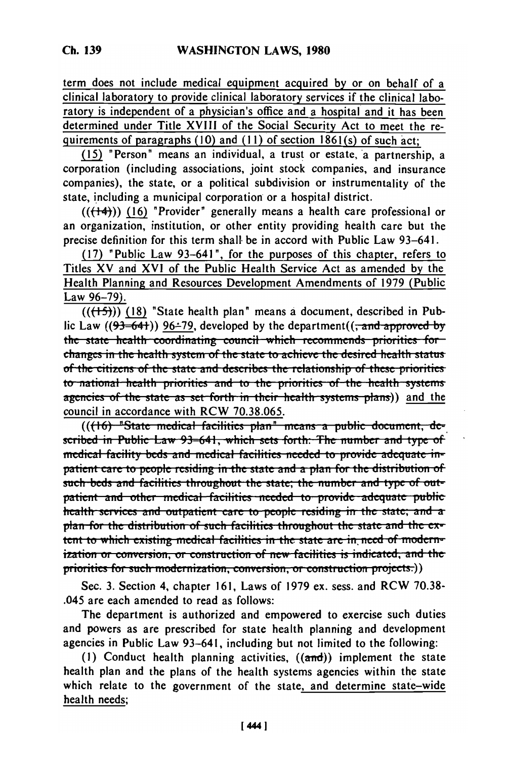term does not include medical equipment acquired by or on behalf of a clinical laboratory to provide clinical laboratory services if the clinical laboratory is independent of a physician's office and a hospital and it has been determined under Title XVIII of the Social Security Act to meet the requirements of paragraphs (10) and (11) of section 1861(s) of such act;

(15) "Person" means an individual, a trust or estate, a partnership, a corporation (including associations, joint stock companies, and insurance companies), the state, or a political subdivision or instrumentality of the state, including a municipal corporation or a hospital district.

(((14))) (16) "Provider" generally means a health care professional or an organization, institution, or other entity providing health care but the precise definition for this term shall be in accord with Public Law 93-641.

(17) "Public Law 93-641", for the purposes of this chapter, refers to Titles XV and XVI of the Public Health Service Act as amended by the Health Planning and Resources Development Amendments of 1979 (Public Law 96-79).

(((15))) (18) "State health plan" means a document, described in Public Law ((93-641)) 96-79, developed by the department((, and approved by the state health coordinating council which recommends priorities for changes in the health system of the state to achieve the desired health status of the citizens of the state and describes the relationship of these priorities to national health priorities and to the priorities of the health systems agencies of the state as set forth in their health systems plans)) and the council in accordance with RCW 70.38.065.

(((16) "State medical facilities plan" means a public document, described in Public Law 93-641, which sets forth: The number and type of medical facility beds and medical facilities needed to provide adequate inpatient care to people residing in the state and a plan for the distribution of such beds and facilities throughout the state; the number and type of outpatient and other medical facilities needed to provide adequate public health services and outpatient care to people residing in the state; and a plan for the distribution of such facilities throughout the state and the extent to which existing medical facilities in the state are in need of modernization or conversion, or construction of new facilities is indicated, and the priorities for such modernization, conversion, or construction projects.))

Sec. 3. Section 4, chapter 161, Laws of 1979 ex. sess. and RCW 70.38.045 are each amended to read as follows:

The department is authorized and empowered to exercise such duties and powers as are prescribed for state health planning and development agencies in Public Law 93-641, including but not limited to the following:

(1) Conduct health planning activities, ((and)) implement the state health plan and the plans of the health systems agencies within the state which relate to the government of the state, and determine state-wide health needs;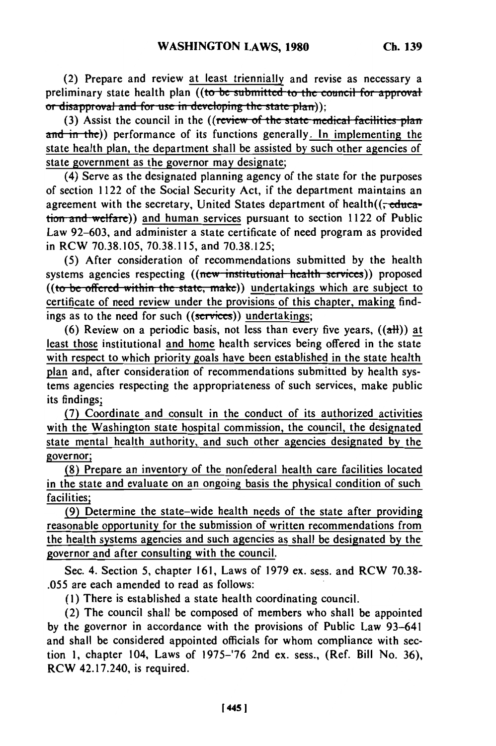(2) Prepare and review at least triennially and revise as necessary a preliminary state health plan ((to be submitted to the council for approval or disapproval and for use in developing the state plan));

(3) Assist the council in the ((review of the state medical facilities plan and in the)) performance of its functions generally. In implementing the state health plan, the department shall be assisted by such other agencies of state government as the governor may designate;

(4) Serve as the designated planning agency of the state for the purposes of section 1122 of the Social Security Act, if the department maintains an agreement with the secretary, United States department of health((, education and welfare)) and human services pursuant to section 1122 of Public Law 92–603, and administer a state certificate of need program as provided in RCW 70.38.105, 70.38.115, and 70.38.125;

(5) After consideration of recommendations submitted by the health systems agencies respecting ((new institutional health services)) proposed ((to be offered within the state, make)) undertakings which are subject to certificate of need review under the provisions of this chapter, making findings as to the need for such ((services)) undertakings;

(6) Review on a periodic basis, not less than every five years, ((all)) at least those institutional and home health services being offered in the state with respect to which priority goals have been established in the state health plan and, after consideration of recommendations submitted by health systems agencies respecting the appropriateness of such services, make public its findings;

(7) Coordinate and consult in the conduct of its authorized activities with the Washington state hospital commission, the council, the designated state mental health authority, and such other agencies designated by the governor;

(8) Prepare an inventory of the nonfederal health care facilities located in the state and evaluate on an ongoing basis the physical condition of such facilities;

(9) Determine the state–wide health needs of the state after providing reasonable opportunity for the submission of written recommendations from the health systems agencies and such agencies as shall be designated by the governor and after consulting with the council.

Sec. 4. Section 5, chapter 161, Laws of 1979 ex. sess. and RCW 70.38-.055 are each amended to read as follows:

(1) There is established a state health coordinating council.

(2) The council shall be composed of members who shall be appointed by the governor in accordance with the provisions of Public Law 93–641 and shall be considered appointed officials for whom compliance with section 1, chapter 104, Laws of 1975–'76 2nd ex. sess., (Ref. Bill No. 36), RCW 42.17.240, is required.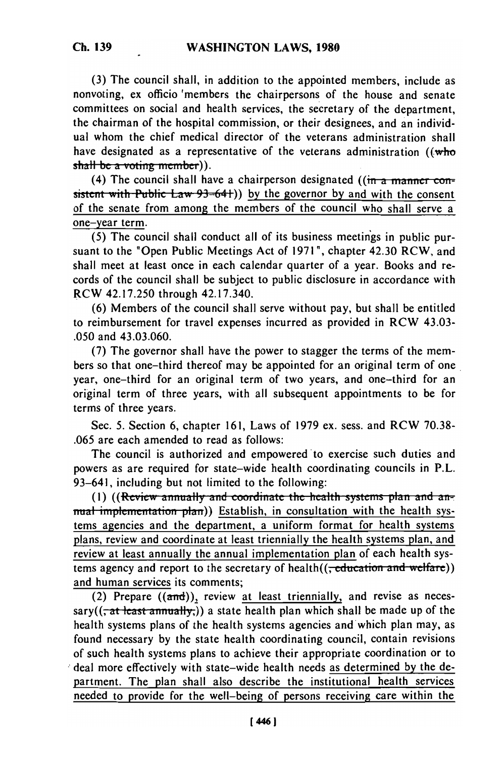(3) The council shall, in addition to the appointed members, include as nonvoting, ex officio members the chairpersons of the house and senate committees on social and health services, the secretary of the department, the chairman of the hospital commission, or their designees, and an individual whom the chief medical director of the veterans administration shall have designated as a representative of the veterans administration ((~~who shall be a voting member~~)).

(4) The council shall have a chairperson designated ((~~in a manner consistent with Public Law 93-641~~)) by the governor by and with the consent of the senate from among the members of the council who shall serve a one-year term.

(5) The council shall conduct all of its business meetings in public pursuant to the "Open Public Meetings Act of 1971", chapter 42.30 RCW, and shall meet at least once in each calendar quarter of a year. Books and records of the council shall be subject to public disclosure in accordance with RCW 42.17.250 through 42.17.340.

(6) Members of the council shall serve without pay, but shall be entitled to reimbursement for travel expenses incurred as provided in RCW 43.03.050 and 43.03.060.

(7) The governor shall have the power to stagger the terms of the members so that one-third thereof may be appointed for an original term of one year, one-third for an original term of two years, and one-third for an original term of three years, with all subsequent appointments to be for terms of three years.

Sec. 5. Section 6, chapter 161, Laws of 1979 ex. sess. and RCW 70.38.065 are each amended to read as follows:

The council is authorized and empowered to exercise such duties and powers as are required for state-wide health coordinating councils in P.L. 93-641, including but not limited to the following:

(1) ((~~Review annually and coordinate the health systems plan and annual implementation plan~~)) Establish, in consultation with the health systems agencies and the department, a uniform format for health systems plans, review and coordinate at least triennially the health systems plan, and review at least annually the annual implementation plan of each health systems agency and report to the secretary of health((~~, education and welfare~~)) and human services its comments;

(2) Prepare ((~~and~~)), review at least triennially, and revise as necessary((~~, at least annually,~~)) a state health plan which shall be made up of the health systems plans of the health systems agencies and which plan may, as found necessary by the state health coordinating council, contain revisions of such health systems plans to achieve their appropriate coordination or to deal more effectively with state-wide health needs as determined by the department. The plan shall also describe the institutional health services needed to provide for the well-being of persons receiving care within the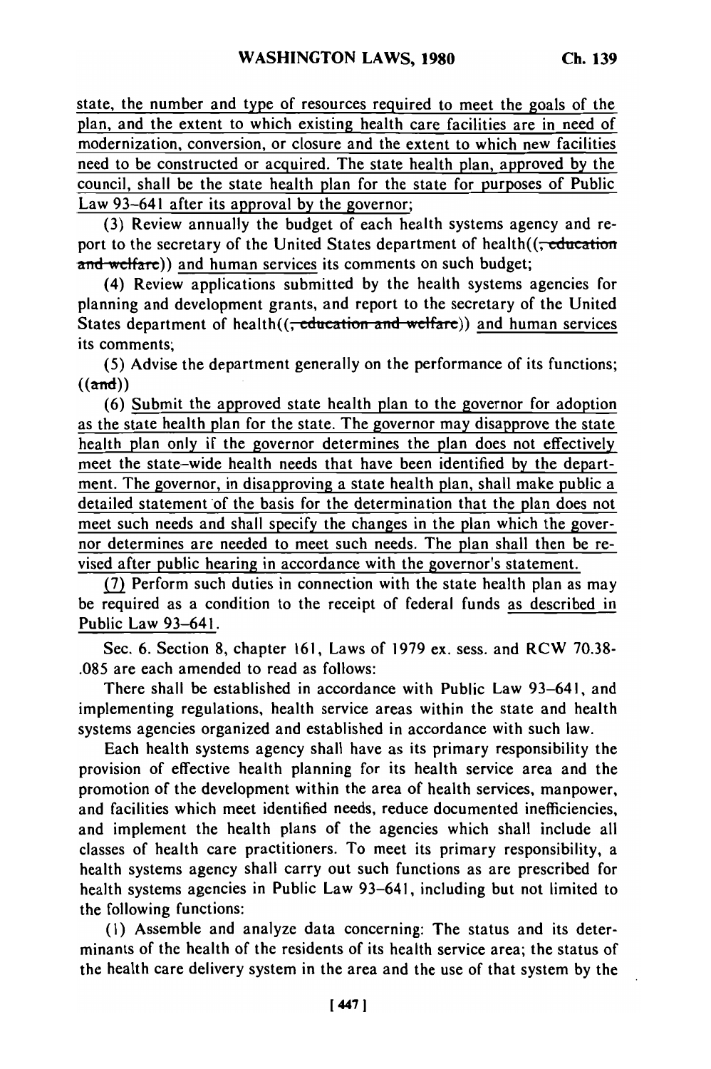state, the number and type of resources required to meet the goals of the plan, and the extent to which existing health care facilities are in need of modernization, conversion, or closure and the extent to which new facilities need to be constructed or acquired. The state health plan, approved by the council, shall be the state health plan for the state for purposes of Public Law 93-641 after its approval by the governor;

(3) Review annually the budget of each health systems agency and report to the secretary of the United States department of health((, education and welfare)) and human services its comments on such budget;

(4) Review applications submitted by the health systems agencies for planning and development grants, and report to the secretary of the United States department of health((, education and welfare)) and human services its comments;

(5) Advise the department generally on the performance of its functions; ((and))

(6) Submit the approved state health plan to the governor for adoption as the state health plan for the state. The governor may disapprove the state health plan only if the governor determines the plan does not effectively meet the state-wide health needs that have been identified by the department. The governor, in disapproving a state health plan, shall make public a detailed statement of the basis for the determination that the plan does not meet such needs and shall specify the changes in the plan which the governor determines are needed to meet such needs. The plan shall then be revised after public hearing in accordance with the governor's statement.

(7) Perform such duties in connection with the state health plan as may be required as a condition to the receipt of federal funds as described in Public Law 93-641.

Sec. 6. Section 8, chapter 161, Laws of 1979 ex. sess. and RCW 70.38-.085 are each amended to read as follows:

There shall be established in accordance with Public Law 93-641, and implementing regulations, health service areas within the state and health systems agencies organized and established in accordance with such law.

Each health systems agency shall have as its primary responsibility the provision of effective health planning for its health service area and the promotion of the development within the area of health services, manpower, and facilities which meet identified needs, reduce documented inefficiencies, and implement the health plans of the agencies which shall include all classes of health care practitioners. To meet its primary responsibility, a health systems agency shall carry out such functions as are prescribed for health systems agencies in Public Law 93-641, including but not limited to the following functions:

(1) Assemble and analyze data concerning: The status and its determinants of the health of the residents of its health service area; the status of the health care delivery system in the area and the use of that system by the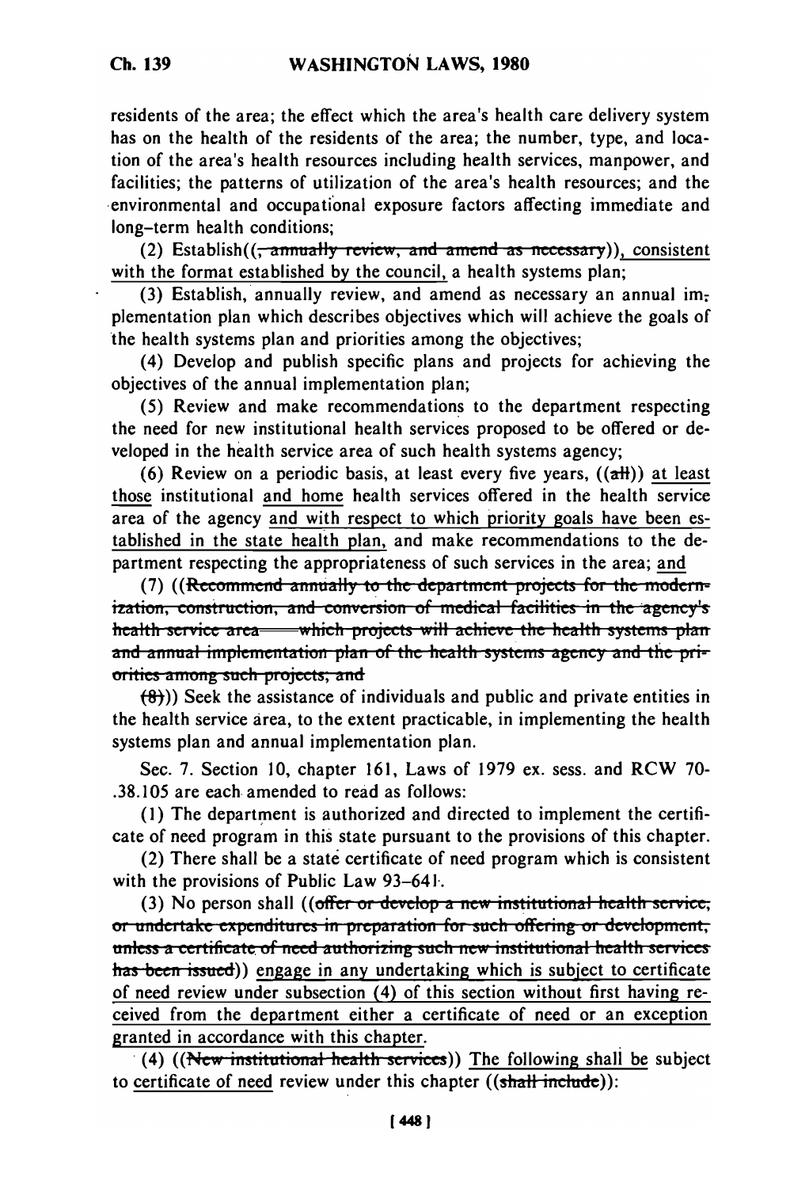residents of the area; the effect which the area's health care delivery system has on the health of the residents of the area; the number, type, and location of the area's health resources including health services, manpower, and facilities; the patterns of utilization of the area's health resources; and the environmental and occupational exposure factors affecting immediate and long-term health conditions;

(2) Establish((~~, annually review, and amend as necessary~~)), consistent with the format established by the council, a health systems plan;

(3) Establish, annually review, and amend as necessary an annual implementation plan which describes objectives which will achieve the goals of the health systems plan and priorities among the objectives;

(4) Develop and publish specific plans and projects for achieving the objectives of the annual implementation plan;

(5) Review and make recommendations to the department respecting the need for new institutional health services proposed to be offered or developed in the health service area of such health systems agency;

(6) Review on a periodic basis, at least every five years, ((~~all~~)) at least those institutional and home health services offered in the health service area of the agency and with respect to which priority goals have been established in the state health plan, and make recommendations to the department respecting the appropriateness of such services in the area; and

(7) ((~~Recommend annually to the department projects for the modernization, construction, and conversion of medical facilities in the agency's health service area—which projects will achieve the health systems plan and annual implementation plan of the health systems agency and the priorities among such projects; and~~

~~(8)~~)) Seek the assistance of individuals and public and private entities in the health service area, to the extent practicable, in implementing the health systems plan and annual implementation plan.

Sec. 7. Section 10, chapter 161, Laws of 1979 ex. sess. and RCW 70-.38.105 are each amended to read as follows:

(1) The department is authorized and directed to implement the certificate of need program in this state pursuant to the provisions of this chapter.

(2) There shall be a state certificate of need program which is consistent with the provisions of Public Law 93-641.

(3) No person shall ((~~offer or develop a new institutional health service, or undertake expenditures in preparation for such offering or development, unless a certificate of need authorizing such new institutional health services has been issued~~)) engage in any undertaking which is subject to certificate of need review under subsection (4) of this section without first having received from the department either a certificate of need or an exception granted in accordance with this chapter.

(4) ((~~New institutional health services~~)) The following shall be subject to certificate of need review under this chapter ((~~shall include~~)):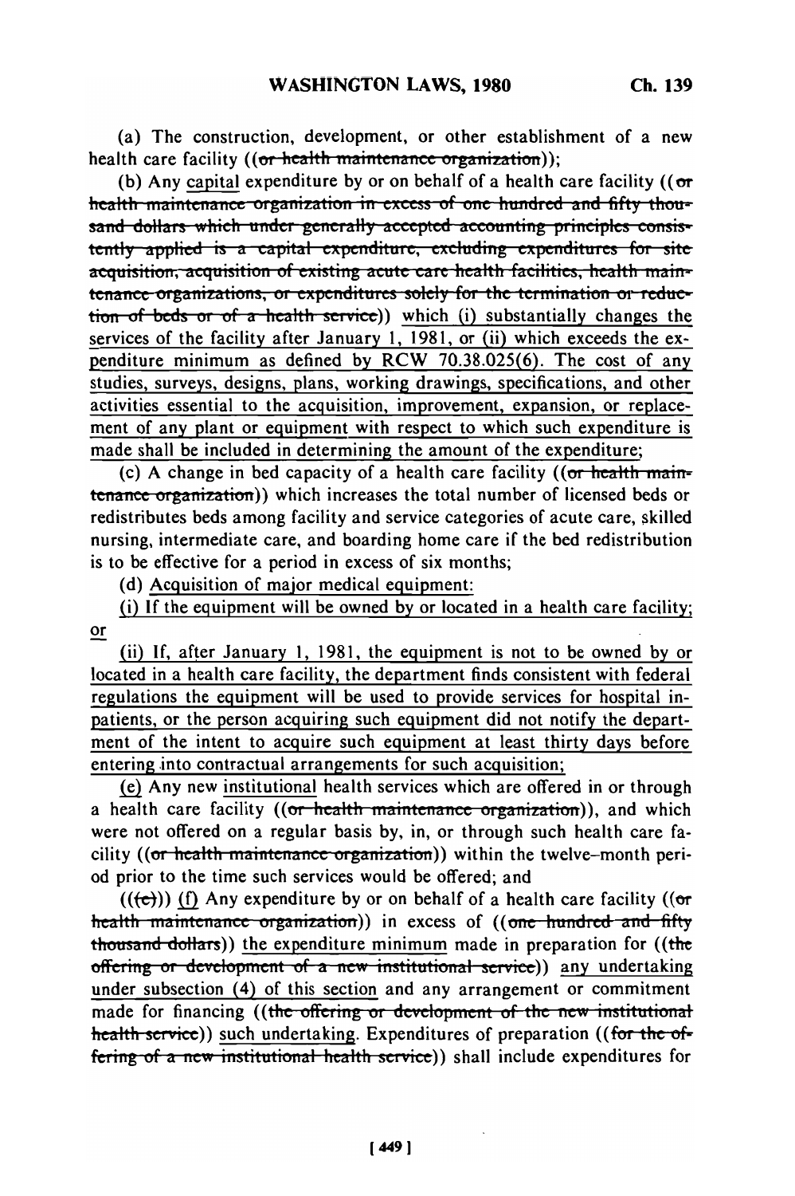(a) The construction, development, or other establishment of a new health care facility ((~~or health maintenance organization~~));

(b) Any capital expenditure by or on behalf of a health care facility ((~~or health maintenance organization in excess of one hundred and fifty thousand dollars which under generally accepted accounting principles consistently applied is a capital expenditure, excluding expenditures for site acquisition, acquisition of existing acute care health facilities, health maintenance organizations, or expenditures solely for the termination or reduction of beds or of a health service~~)) which (i) substantially changes the services of the facility after January 1, 1981, or (ii) which exceeds the expenditure minimum as defined by RCW 70.38.025(6). The cost of any studies, surveys, designs, plans, working drawings, specifications, and other activities essential to the acquisition, improvement, expansion, or replacement of any plant or equipment with respect to which such expenditure is made shall be included in determining the amount of the expenditure;

(c) A change in bed capacity of a health care facility ((~~or health maintenance organization~~)) which increases the total number of licensed beds or redistributes beds among facility and service categories of acute care, skilled nursing, intermediate care, and boarding home care if the bed redistribution is to be effective for a period in excess of six months;

(d) Acquisition of major medical equipment:

(i) If the equipment will be owned by or located in a health care facility; or

(ii) If, after January 1, 1981, the equipment is not to be owned by or located in a health care facility, the department finds consistent with federal regulations the equipment will be used to provide services for hospital inpatients, or the person acquiring such equipment did not notify the department of the intent to acquire such equipment at least thirty days before entering into contractual arrangements for such acquisition;

(e) Any new institutional health services which are offered in or through a health care facility ((~~or health maintenance organization~~)), and which were not offered on a regular basis by, in, or through such health care facility ((~~or health maintenance organization~~)) within the twelve-month period prior to the time such services would be offered; and

((~~(e)~~)) (f) Any expenditure by or on behalf of a health care facility ((~~or health maintenance organization~~)) in excess of ((~~one hundred and fifty thousand dollars~~)) the expenditure minimum made in preparation for ((~~the offering or development of a new institutional service~~)) any undertaking under subsection (4) of this section and any arrangement or commitment made for financing ((~~the offering or development of the new institutional health service~~)) such undertaking. Expenditures of preparation ((~~for the offering of a new institutional health service~~)) shall include expenditures for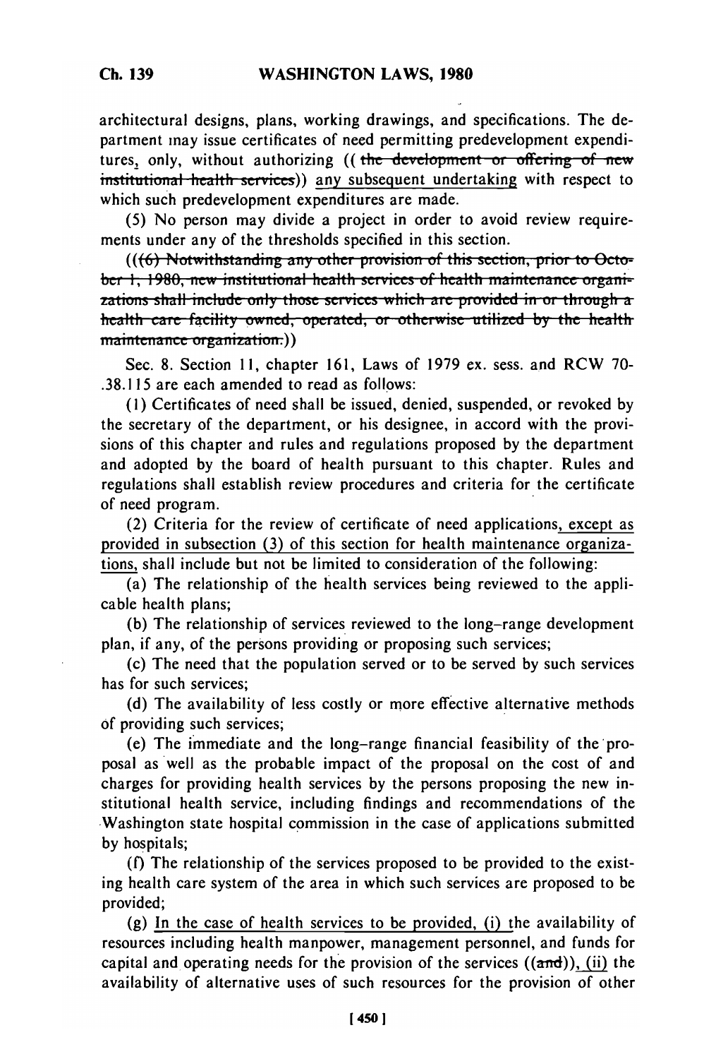architectural designs, plans, working drawings, and specifications. The department may issue certificates of need permitting predevelopment expenditures, only, without authorizing ((~~the development or offering of new institutional health services~~)) <u>any subsequent undertaking</u> with respect to which such predevelopment expenditures are made.

(5) No person may divide a project in order to avoid review requirements under any of the thresholds specified in this section.

((~~(6) Notwithstanding any other provision of this section, prior to October 1, 1980, new institutional health services of health maintenance organizations shall include only those services which are provided in or through a health care facility owned, operated, or otherwise utilized by the health maintenance organization.~~))

Sec. 8. Section 11, chapter 161, Laws of 1979 ex. sess. and RCW 70-.38.115 are each amended to read as follows:

(1) Certificates of need shall be issued, denied, suspended, or revoked by the secretary of the department, or his designee, in accord with the provisions of this chapter and rules and regulations proposed by the department and adopted by the board of health pursuant to this chapter. Rules and regulations shall establish review procedures and criteria for the certificate of need program.

(2) Criteria for the review of certificate of need applications, <u>except as provided in subsection (3) of this section for health maintenance organizations,</u> shall include but not be limited to consideration of the following:

(a) The relationship of the health services being reviewed to the applicable health plans;

(b) The relationship of services reviewed to the long-range development plan, if any, of the persons providing or proposing such services;

(c) The need that the population served or to be served by such services has for such services;

(d) The availability of less costly or more effective alternative methods of providing such services;

(e) The immediate and the long-range financial feasibility of the proposal as well as the probable impact of the proposal on the cost of and charges for providing health services by the persons proposing the new institutional health service, including findings and recommendations of the Washington state hospital commission in the case of applications submitted by hospitals;

(f) The relationship of the services proposed to be provided to the existing health care system of the area in which such services are proposed to be provided;

(g) <u>In the case of health services to be provided, (i)</u> the availability of resources including health manpower, management personnel, and funds for capital and operating needs for the provision of the services ((~~and~~))<u>, (ii)</u> the availability of alternative uses of such resources for the provision of other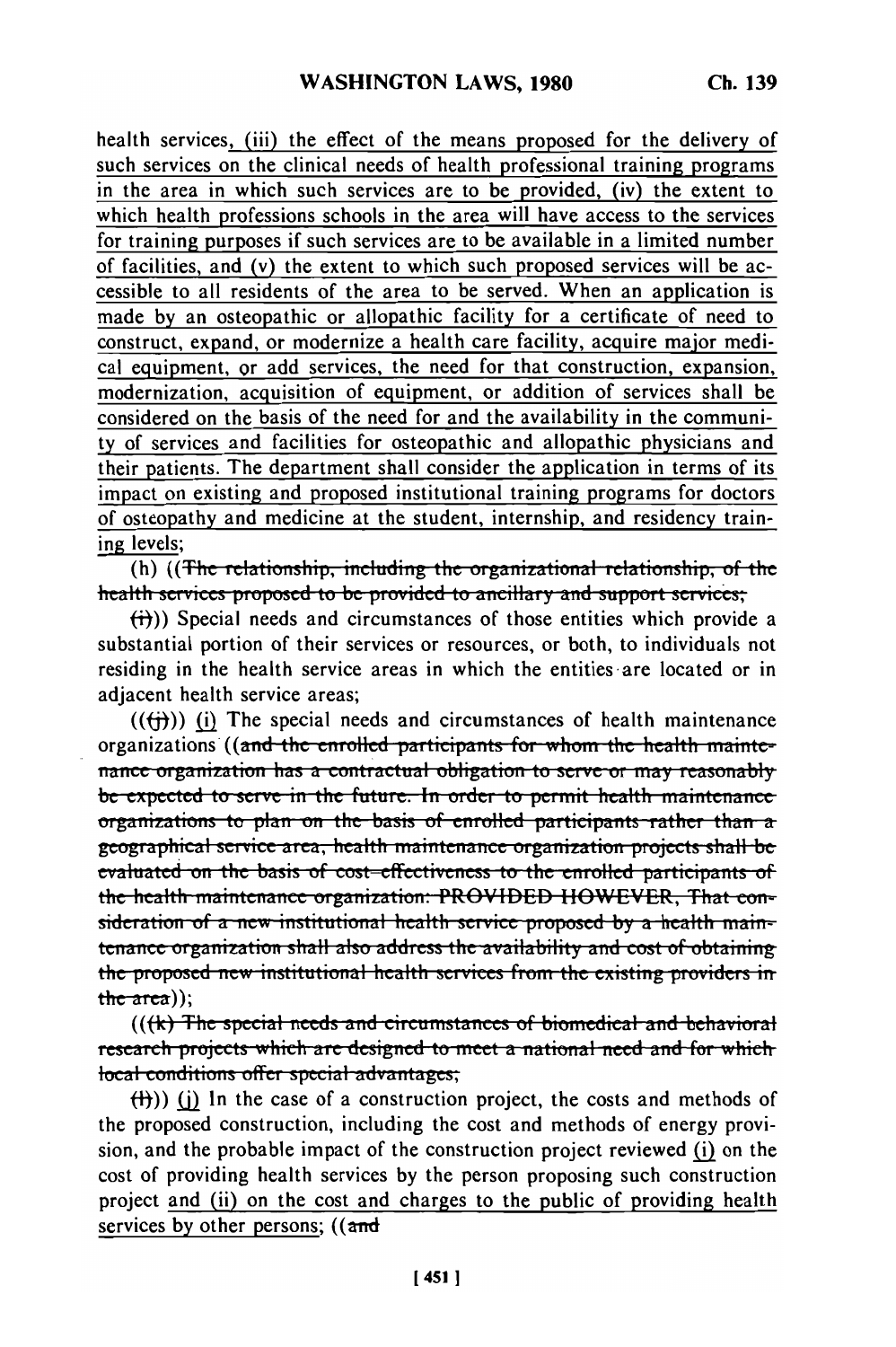health services, (iii) the effect of the means proposed for the delivery of such services on the clinical needs of health professional training programs in the area in which such services are to be provided, (iv) the extent to which health professions schools in the area will have access to the services for training purposes if such services are to be available in a limited number of facilities, and (v) the extent to which such proposed services will be accessible to all residents of the area to be served. When an application is made by an osteopathic or allopathic facility for a certificate of need to construct, expand, or modernize a health care facility, acquire major medical equipment, or add services, the need for that construction, expansion, modernization, acquisition of equipment, or addition of services shall be considered on the basis of the need for and the availability in the community of services and facilities for osteopathic and allopathic physicians and their patients. The department shall consider the application in terms of its impact on existing and proposed institutional training programs for doctors of osteopathy and medicine at the student, internship, and residency training levels;

(h) ((~~The relationship, including the organizational relationship, of the health services proposed to be provided to ancillary and support services;~~

~~(i)~~)) Special needs and circumstances of those entities which provide a substantial portion of their services or resources, or both, to individuals not residing in the health service areas in which the entities are located or in adjacent health service areas;

((~~(j)~~)) (i) The special needs and circumstances of health maintenance organizations ((~~and the enrolled participants for whom the health maintenance organization has a contractual obligation to serve or may reasonably be expected to serve in the future. In order to permit health maintenance organizations to plan on the basis of enrolled participants rather than a geographical service area, health maintenance organization projects shall be evaluated on the basis of cost-effectiveness to the enrolled participants of the health maintenance organization: PROVIDED HOWEVER, That consideration of a new institutional health service proposed by a health maintenance organization shall also address the availability and cost of obtaining the proposed new institutional health services from the existing providers in the area~~));

((~~(k) The special needs and circumstances of biomedical and behavioral research projects which are designed to meet a national need and for which local conditions offer special advantages;~~

~~(l)~~)) (j) In the case of a construction project, the costs and methods of the proposed construction, including the cost and methods of energy provision, and the probable impact of the construction project reviewed (i) on the cost of providing health services by the person proposing such construction project and (ii) on the cost and charges to the public of providing health services by other persons; ((~~and~~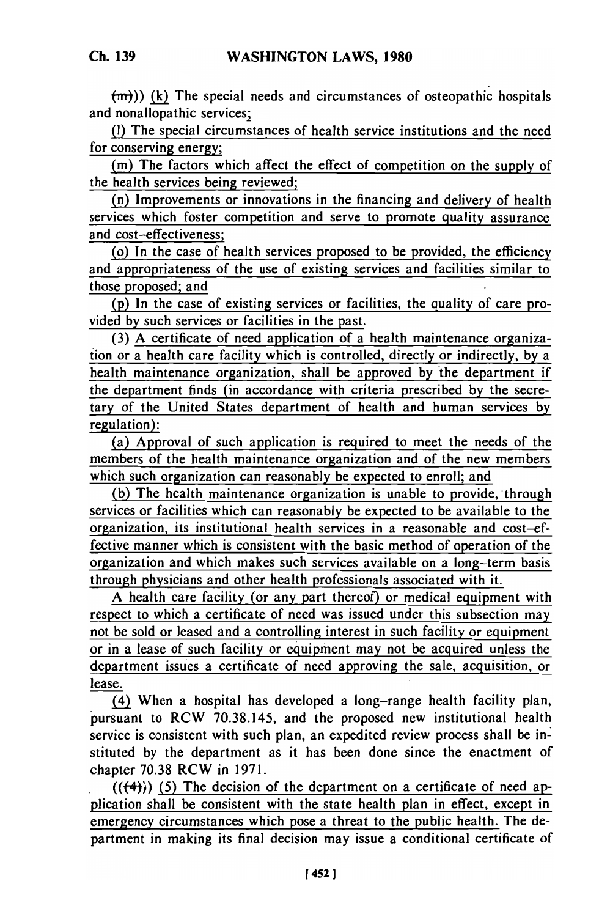((~~(m)~~)) (k) The special needs and circumstances of osteopathic hospitals and nonallopathic services;

(l) The special circumstances of health service institutions and the need for conserving energy;

(m) The factors which affect the effect of competition on the supply of the health services being reviewed;

(n) Improvements or innovations in the financing and delivery of health services which foster competition and serve to promote quality assurance and cost-effectiveness;

(o) In the case of health services proposed to be provided, the efficiency and appropriateness of the use of existing services and facilities similar to those proposed; and

(p) In the case of existing services or facilities, the quality of care provided by such services or facilities in the past.

(3) A certificate of need application of a health maintenance organization or a health care facility which is controlled, directly or indirectly, by a health maintenance organization, shall be approved by the department if the department finds (in accordance with criteria prescribed by the secretary of the United States department of health and human services by regulation):

(a) Approval of such application is required to meet the needs of the members of the health maintenance organization and of the new members which such organization can reasonably be expected to enroll; and

(b) The health maintenance organization is unable to provide, through services or facilities which can reasonably be expected to be available to the organization, its institutional health services in a reasonable and cost-effective manner which is consistent with the basic method of operation of the organization and which makes such services available on a long-term basis through physicians and other health professionals associated with it.

A health care facility (or any part thereof) or medical equipment with respect to which a certificate of need was issued under this subsection may not be sold or leased and a controlling interest in such facility or equipment or in a lease of such facility or equipment may not be acquired unless the department issues a certificate of need approving the sale, acquisition, or lease.

(4) When a hospital has developed a long-range health facility plan, pursuant to RCW 70.38.145, and the proposed new institutional health service is consistent with such plan, an expedited review process shall be instituted by the department as it has been done since the enactment of chapter 70.38 RCW in 1971.

((~~(4)~~)) (5) The decision of the department on a certificate of need application shall be consistent with the state health plan in effect, except in emergency circumstances which pose a threat to the public health. The department in making its final decision may issue a conditional certificate of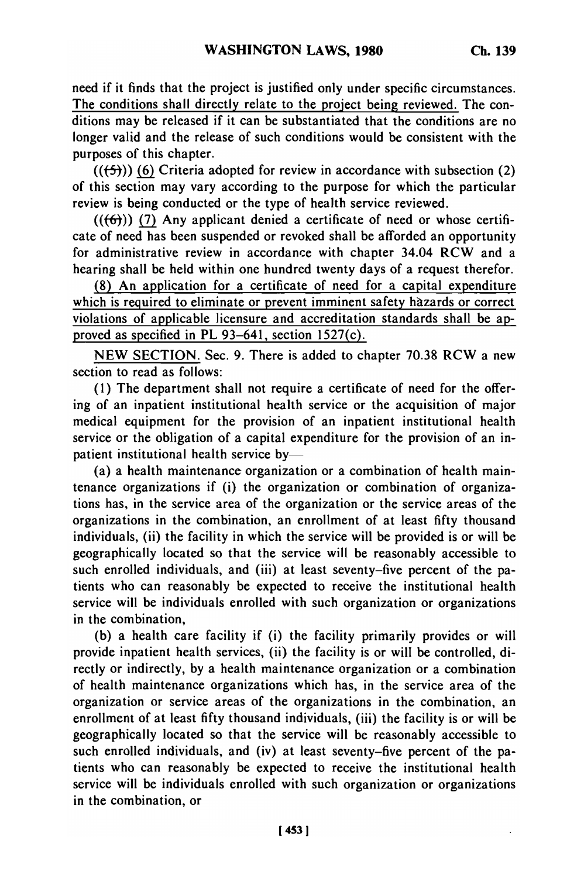need if it finds that the project is justified only under specific circumstances. The conditions shall directly relate to the project being reviewed. The conditions may be released if it can be substantiated that the conditions are no longer valid and the release of such conditions would be consistent with the purposes of this chapter.

(((5))) (6) Criteria adopted for review in accordance with subsection (2) of this section may vary according to the purpose for which the particular review is being conducted or the type of health service reviewed.

(((6))) (7) Any applicant denied a certificate of need or whose certificate of need has been suspended or revoked shall be afforded an opportunity for administrative review in accordance with chapter 34.04 RCW and a hearing shall be held within one hundred twenty days of a request therefor.

(8) An application for a certificate of need for a capital expenditure which is required to eliminate or prevent imminent safety hazards or correct violations of applicable licensure and accreditation standards shall be approved as specified in PL 93-641, section 1527(c).

NEW SECTION. Sec. 9. There is added to chapter 70.38 RCW a new section to read as follows:

(1) The department shall not require a certificate of need for the offering of an inpatient institutional health service or the acquisition of major medical equipment for the provision of an inpatient institutional health service or the obligation of a capital expenditure for the provision of an inpatient institutional health service by—

(a) a health maintenance organization or a combination of health maintenance organizations if (i) the organization or combination of organizations has, in the service area of the organization or the service areas of the organizations in the combination, an enrollment of at least fifty thousand individuals, (ii) the facility in which the service will be provided is or will be geographically located so that the service will be reasonably accessible to such enrolled individuals, and (iii) at least seventy-five percent of the patients who can reasonably be expected to receive the institutional health service will be individuals enrolled with such organization or organizations in the combination,

(b) a health care facility if (i) the facility primarily provides or will provide inpatient health services, (ii) the facility is or will be controlled, directly or indirectly, by a health maintenance organization or a combination of health maintenance organizations which has, in the service area of the organization or service areas of the organizations in the combination, an enrollment of at least fifty thousand individuals, (iii) the facility is or will be geographically located so that the service will be reasonably accessible to such enrolled individuals, and (iv) at least seventy-five percent of the patients who can reasonably be expected to receive the institutional health service will be individuals enrolled with such organization or organizations in the combination, or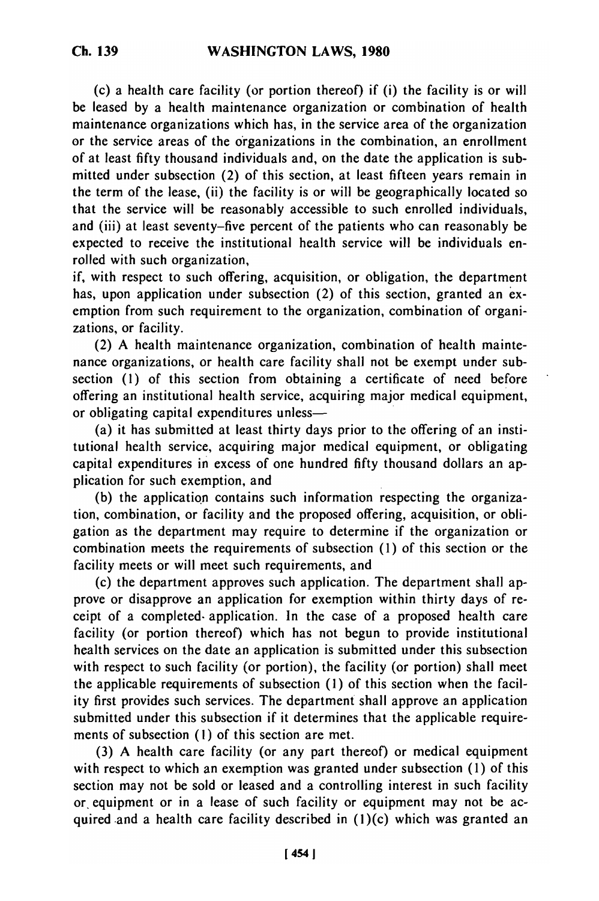(c) a health care facility (or portion thereof) if (i) the facility is or will be leased by a health maintenance organization or combination of health maintenance organizations which has, in the service area of the organization or the service areas of the organizations in the combination, an enrollment of at least fifty thousand individuals and, on the date the application is submitted under subsection (2) of this section, at least fifteen years remain in the term of the lease, (ii) the facility is or will be geographically located so that the service will be reasonably accessible to such enrolled individuals, and (iii) at least seventy-five percent of the patients who can reasonably be expected to receive the institutional health service will be individuals enrolled with such organization,

if, with respect to such offering, acquisition, or obligation, the department has, upon application under subsection (2) of this section, granted an exemption from such requirement to the organization, combination of organizations, or facility.

(2) A health maintenance organization, combination of health maintenance organizations, or health care facility shall not be exempt under subsection (1) of this section from obtaining a certificate of need before offering an institutional health service, acquiring major medical equipment, or obligating capital expenditures unless—

(a) it has submitted at least thirty days prior to the offering of an institutional health service, acquiring major medical equipment, or obligating capital expenditures in excess of one hundred fifty thousand dollars an application for such exemption, and

(b) the application contains such information respecting the organization, combination, or facility and the proposed offering, acquisition, or obligation as the department may require to determine if the organization or combination meets the requirements of subsection (1) of this section or the facility meets or will meet such requirements, and

(c) the department approves such application. The department shall approve or disapprove an application for exemption within thirty days of receipt of a completed application. In the case of a proposed health care facility (or portion thereof) which has not begun to provide institutional health services on the date an application is submitted under this subsection with respect to such facility (or portion), the facility (or portion) shall meet the applicable requirements of subsection (1) of this section when the facility first provides such services. The department shall approve an application submitted under this subsection if it determines that the applicable requirements of subsection (1) of this section are met.

(3) A health care facility (or any part thereof) or medical equipment with respect to which an exemption was granted under subsection (1) of this section may not be sold or leased and a controlling interest in such facility or equipment or in a lease of such facility or equipment may not be acquired and a health care facility described in (1)(c) which was granted an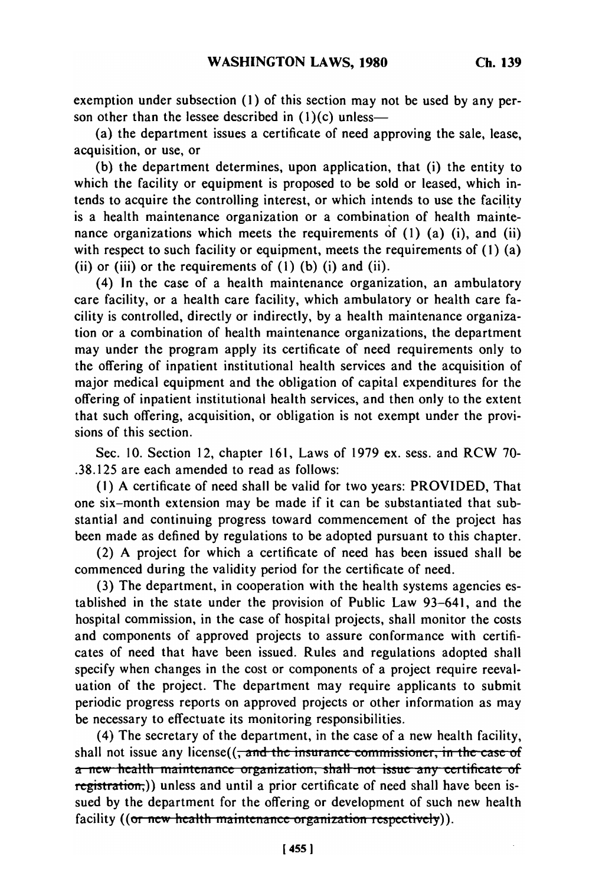exemption under subsection (1) of this section may not be used by any person other than the lessee described in (1)(c) unless—

(a) the department issues a certificate of need approving the sale, lease, acquisition, or use, or

(b) the department determines, upon application, that (i) the entity to which the facility or equipment is proposed to be sold or leased, which intends to acquire the controlling interest, or which intends to use the facility is a health maintenance organization or a combination of health maintenance organizations which meets the requirements of (1) (a) (i), and (ii) with respect to such facility or equipment, meets the requirements of (1) (a) (ii) or (iii) or the requirements of (1) (b) (i) and (ii).

(4) In the case of a health maintenance organization, an ambulatory care facility, or a health care facility, which ambulatory or health care facility is controlled, directly or indirectly, by a health maintenance organization or a combination of health maintenance organizations, the department may under the program apply its certificate of need requirements only to the offering of inpatient institutional health services and the acquisition of major medical equipment and the obligation of capital expenditures for the offering of inpatient institutional health services, and then only to the extent that such offering, acquisition, or obligation is not exempt under the provisions of this section.

Sec. 10. Section 12, chapter 161, Laws of 1979 ex. sess. and RCW 70-.38.125 are each amended to read as follows:

(1) A certificate of need shall be valid for two years: PROVIDED, That one six-month extension may be made if it can be substantiated that substantial and continuing progress toward commencement of the project has been made as defined by regulations to be adopted pursuant to this chapter.

(2) A project for which a certificate of need has been issued shall be commenced during the validity period for the certificate of need.

(3) The department, in cooperation with the health systems agencies established in the state under the provision of Public Law 93-641, and the hospital commission, in the case of hospital projects, shall monitor the costs and components of approved projects to assure conformance with certificates of need that have been issued. Rules and regulations adopted shall specify when changes in the cost or components of a project require reevaluation of the project. The department may require applicants to submit periodic progress reports on approved projects or other information as may be necessary to effectuate its monitoring responsibilities.

(4) The secretary of the department, in the case of a new health facility, shall not issue any license((~~, and the insurance commissioner, in the case of a new health maintenance organization, shall not issue any certificate of registration,~~)) unless and until a prior certificate of need shall have been issued by the department for the offering or development of such new health facility ((~~or new health maintenance organization respectively~~)).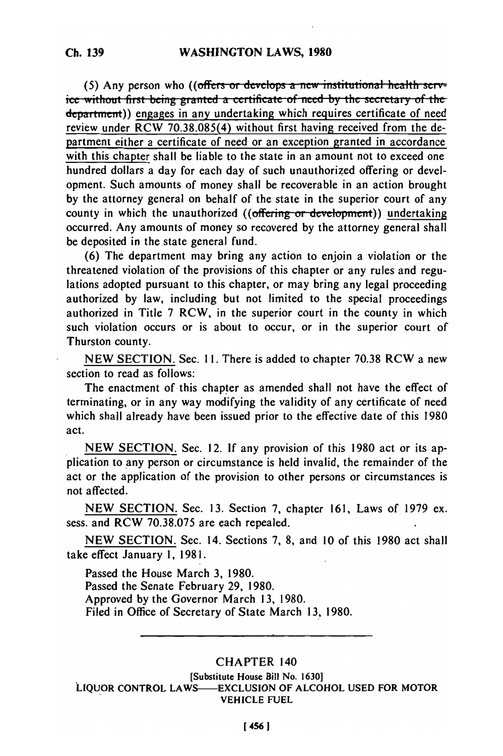(5) Any person who ((~~offers or develops a new institutional health service without first being granted a certificate of need by the secretary of the department~~)) engages in any undertaking which requires certificate of need review under RCW 70.38.085(4) without first having received from the department either a certificate of need or an exception granted in accordance with this chapter shall be liable to the state in an amount not to exceed one hundred dollars a day for each day of such unauthorized offering or development. Such amounts of money shall be recoverable in an action brought by the attorney general on behalf of the state in the superior court of any county in which the unauthorized ((~~offering or development~~)) undertaking occurred. Any amounts of money so recovered by the attorney general shall be deposited in the state general fund.

(6) The department may bring any action to enjoin a violation or the threatened violation of the provisions of this chapter or any rules and regulations adopted pursuant to this chapter, or may bring any legal proceeding authorized by law, including but not limited to the special proceedings authorized in Title 7 RCW, in the superior court in the county in which such violation occurs or is about to occur, or in the superior court of Thurston county.

NEW SECTION. Sec. 11. There is added to chapter 70.38 RCW a new section to read as follows:

The enactment of this chapter as amended shall not have the effect of terminating, or in any way modifying the validity of any certificate of need which shall already have been issued prior to the effective date of this 1980 act.

NEW SECTION. Sec. 12. If any provision of this 1980 act or its application to any person or circumstance is held invalid, the remainder of the act or the application of the provision to other persons or circumstances is not affected.

NEW SECTION. Sec. 13. Section 7, chapter 161, Laws of 1979 ex. sess. and RCW 70.38.075 are each repealed.

NEW SECTION. Sec. 14. Sections 7, 8, and 10 of this 1980 act shall take effect January 1, 1981.

Passed the House March 3, 1980.
Passed the Senate February 29, 1980.
Approved by the Governor March 13, 1980.
Filed in Office of Secretary of State March 13, 1980.

---

## CHAPTER 140

[Substitute House Bill No. 1630]

LIQUOR CONTROL LAWS—EXCLUSION OF ALCOHOL USED FOR MOTOR VEHICLE FUEL